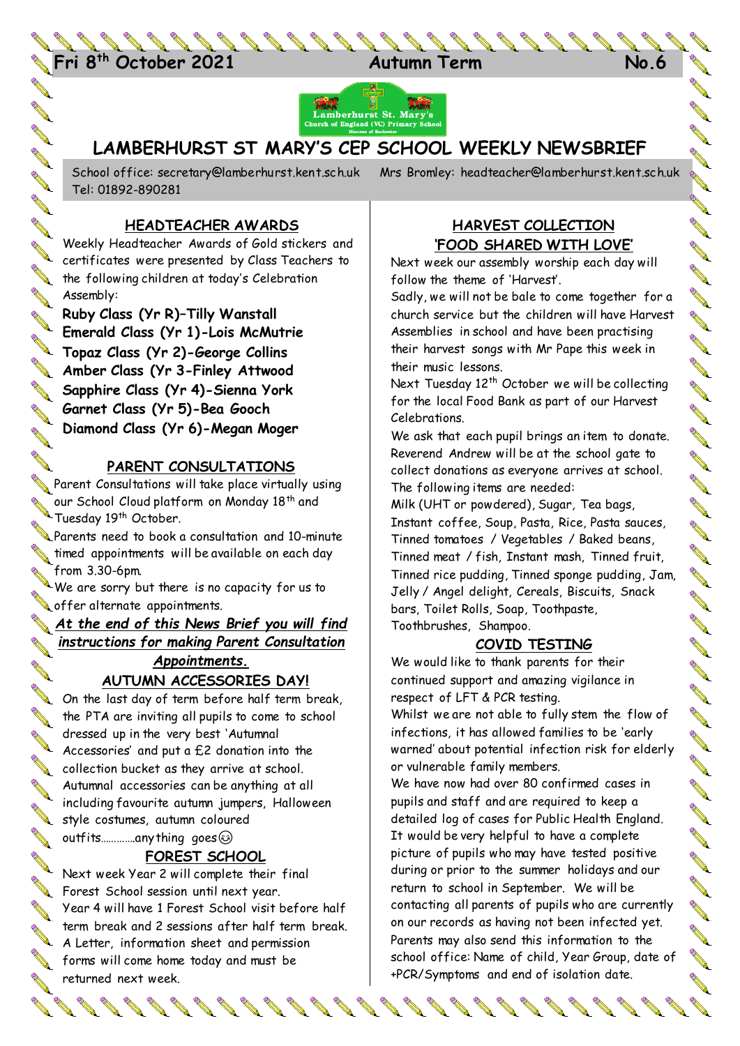**Fri 8th October 2021 Autumn Term No.6**

# LAMBERHURST ST MARY'S CEP SCHOOL WEEKLY NEWSBRIEF

School office: secretary@lamberhurst.kent.sch.uk Mrs Bromley: headteacher@lamberhurst.kent.sch.uk
Tel: 01892-890281

## HEADTEACHER AWARDS

Weekly Headteacher Awards of Gold stickers and certificates were presented by Class Teachers to the following children at today's Celebration Assembly:

**Ruby Class (Yr R)–Tilly Wanstall**
**Emerald Class (Yr 1)-Lois McMutrie**
**Topaz Class (Yr 2)-George Collins**
**Amber Class (Yr 3-Finley Attwood**
**Sapphire Class (Yr 4)-Sienna York**
**Garnet Class (Yr 5)-Bea Gooch**
**Diamond Class (Yr 6)-Megan Moger**

## PARENT CONSULTATIONS

Parent Consultations will take place virtually using our School Cloud platform on Monday 18th and Tuesday 19th October.

Parents need to book a consultation and 10-minute timed appointments will be available on each day from 3.30-6pm.

We are sorry but there is no capacity for us to offer alternate appointments.

***At the end of this News Brief you will find instructions for making Parent Consultation Appointments.***

## AUTUMN ACCESSORIES DAY!

On the last day of term before half term break, the PTA are inviting all pupils to come to school dressed up in the very best 'Autumnal Accessories' and put a £2 donation into the collection bucket as they arrive at school. Autumnal accessories can be anything at all including favourite autumn jumpers, Halloween style costumes, autumn coloured outfits…………anything goes☺

## FOREST SCHOOL

Next week Year 2 will complete their final Forest School session until next year.
Year 4 will have 1 Forest School visit before half term break and 2 sessions after half term break.
A Letter, information sheet and permission forms will come home today and must be returned next week.

## HARVEST COLLECTION 'FOOD SHARED WITH LOVE'

Next week our assembly worship each day will follow the theme of 'Harvest'.

Sadly, we will not be bale to come together for a church service but the children will have Harvest Assemblies in school and have been practising their harvest songs with Mr Pape this week in their music lessons.

Next Tuesday 12th October we will be collecting for the local Food Bank as part of our Harvest Celebrations.

We ask that each pupil brings an item to donate. Reverend Andrew will be at the school gate to collect donations as everyone arrives at school. The following items are needed:

Milk (UHT or powdered), Sugar, Tea bags, Instant coffee, Soup, Pasta, Rice, Pasta sauces, Tinned tomatoes / Vegetables / Baked beans, Tinned meat / fish, Instant mash, Tinned fruit, Tinned rice pudding, Tinned sponge pudding, Jam, Jelly / Angel delight, Cereals, Biscuits, Snack bars, Toilet Rolls, Soap, Toothpaste, Toothbrushes, Shampoo.

## COVID TESTING

We would like to thank parents for their continued support and amazing vigilance in respect of LFT & PCR testing.

Whilst we are not able to fully stem the flow of infections, it has allowed families to be 'early warned' about potential infection risk for elderly or vulnerable family members.

We have now had over 80 confirmed cases in pupils and staff and are required to keep a detailed log of cases for Public Health England. It would be very helpful to have a complete picture of pupils who may have tested positive during or prior to the summer holidays and our return to school in September. We will be contacting all parents of pupils who are currently on our records as having not been infected yet. Parents may also send this information to the school office: Name of child, Year Group, date of +PCR/Symptoms and end of isolation date.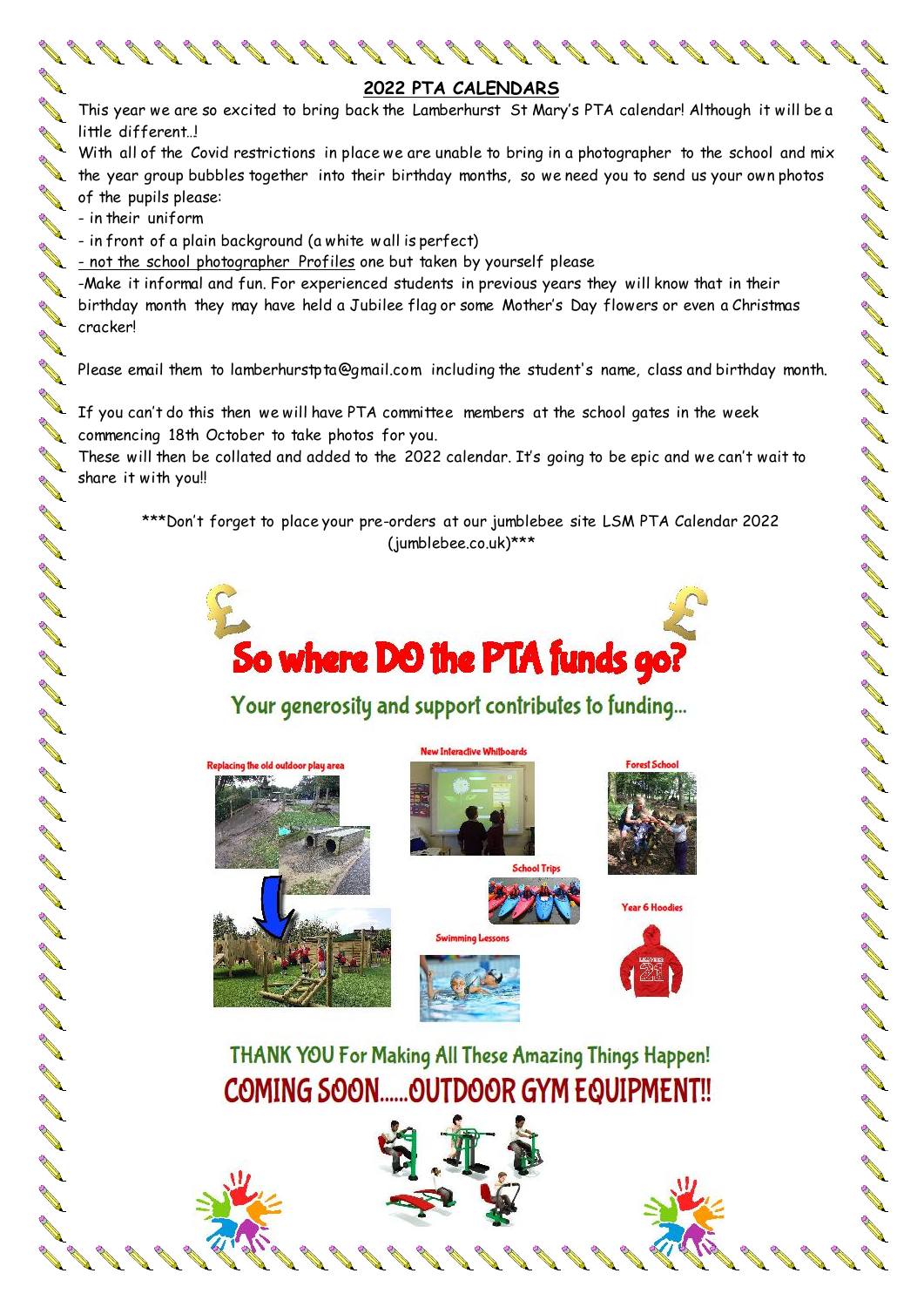## 2022 PTA CALENDARS

This year we are so excited to bring back the Lamberhurst St Mary's PTA calendar! Although it will be a little different..!

With all of the Covid restrictions in place we are unable to bring in a photographer to the school and mix the year group bubbles together into their birthday months, so we need you to send us your own photos of the pupils please:

- in their uniform
- in front of a plain background (a white wall is perfect)
- not the school photographer Profiles one but taken by yourself please
- Make it informal and fun. For experienced students in previous years they will know that in their birthday month they may have held a Jubilee flag or some Mother's Day flowers or even a Christmas cracker!

Please email them to lamberhurstpta@gmail.com including the student's name, class and birthday month.

If you can't do this then we will have PTA committee members at the school gates in the week commencing 18th October to take photos for you.

These will then be collated and added to the 2022 calendar. It's going to be epic and we can't wait to share it with you!!

\*\*\*Don't forget to place your pre-orders at our jumblebee site LSM PTA Calendar 2022 (jumblebee.co.uk)\*\*\*

# So where DO the PTA funds go?

## Your generosity and support contributes to funding...

Replacing the old outdoor play area

New Interactive Whitboards

Forest School

School Trips

Year 6 Hoodies

Swimming Lessons

## THANK YOU For Making All These Amazing Things Happen!

## COMING SOON......OUTDOOR GYM EQUIPMENT!!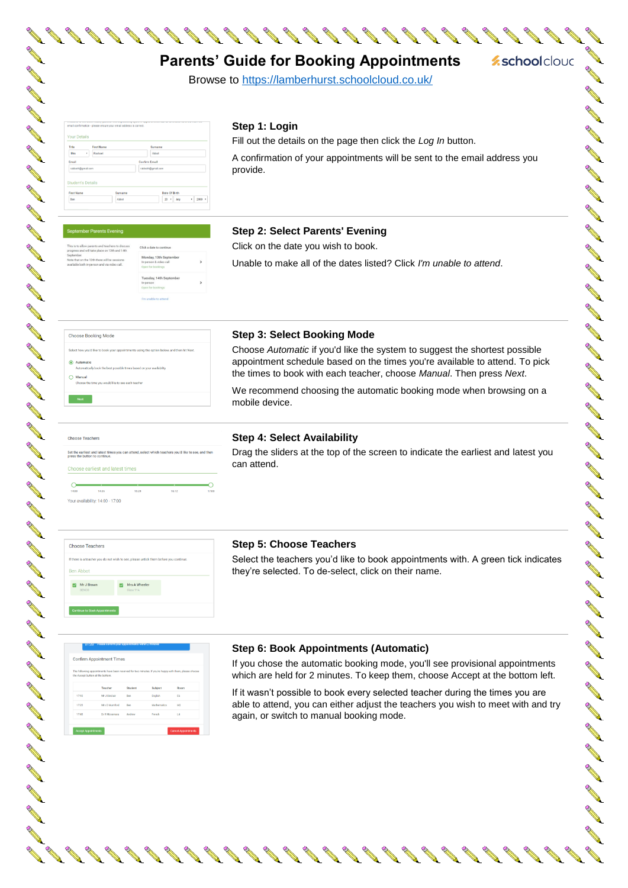# Parents' Guide for Booking Appointments

Browse to https://lamberhurst.schoolcloud.co.uk/

### Step 1: Login

Fill out the details on the page then click the *Log In* button.

A confirmation of your appointments will be sent to the email address you provide.

### Step 2: Select Parents' Evening

Click on the date you wish to book.

Unable to make all of the dates listed? Click *I'm unable to attend*.

### Step 3: Select Booking Mode

Choose *Automatic* if you'd like the system to suggest the shortest possible appointment schedule based on the times you're available to attend. To pick the times to book with each teacher, choose *Manual*. Then press *Next*.

We recommend choosing the automatic booking mode when browsing on a mobile device.

### Step 4: Select Availability

Drag the sliders at the top of the screen to indicate the earliest and latest you can attend.

### Step 5: Choose Teachers

Select the teachers you'd like to book appointments with. A green tick indicates they're selected. To de-select, click on their name.

### Step 6: Book Appointments (Automatic)

If you chose the automatic booking mode, you'll see provisional appointments which are held for 2 minutes. To keep them, choose Accept at the bottom left.

If it wasn't possible to book every selected teacher during the times you are able to attend, you can either adjust the teachers you wish to meet with and try again, or switch to manual booking mode.